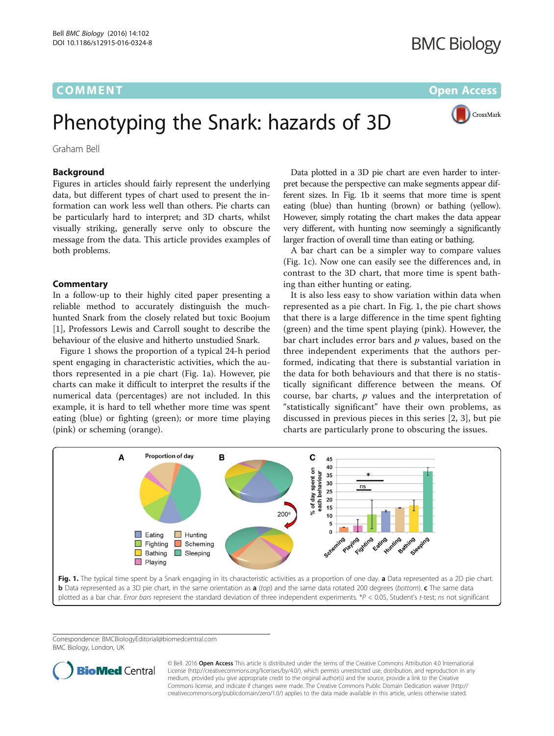# COMMENT

Open Access

# Phenotyping the Snark: hazards of 3D

Graham Bell

## Background

Figures in articles should fairly represent the underlying data, but different types of chart used to present the information can work less well than others. Pie charts can be particularly hard to interpret; and 3D charts, whilst visually striking, generally serve only to obscure the message from the data. This article provides examples of both problems.

## Commentary

In a follow-up to their highly cited paper presenting a reliable method to accurately distinguish the much-hunted Snark from the closely related but toxic Boojum [1], Professors Lewis and Carroll sought to describe the behaviour of the elusive and hitherto unstudied Snark.

Figure 1 shows the proportion of a typical 24-h period spent engaging in characteristic activities, which the authors represented in a pie chart (Fig. 1a). However, pie charts can make it difficult to interpret the results if the numerical data (percentages) are not included. In this example, it is hard to tell whether more time was spent eating (blue) or fighting (green); or more time playing (pink) or scheming (orange).

Data plotted in a 3D pie chart are even harder to interpret because the perspective can make segments appear different sizes. In Fig. 1b it seems that more time is spent eating (blue) than hunting (brown) or bathing (yellow). However, simply rotating the chart makes the data appear very different, with hunting now seemingly a significantly larger fraction of overall time than eating or bathing.

A bar chart can be a simpler way to compare values (Fig. 1c). Now one can easily see the differences and, in contrast to the 3D chart, that more time is spent bathing than either hunting or eating.

It is also less easy to show variation within data when represented as a pie chart. In Fig. 1, the pie chart shows that there is a large difference in the time spent fighting (green) and the time spent playing (pink). However, the bar chart includes error bars and *p* values, based on the three independent experiments that the authors performed, indicating that there is substantial variation in the data for both behaviours and that there is no statistically significant difference between the means. Of course, bar charts, *p* values and the interpretation of "statistically significant" have their own problems, as discussed in previous pieces in this series [2, 3], but pie charts are particularly prone to obscuring the issues.

**Fig. 1.** The typical time spent by a Snark engaging in its characteristic activities as a proportion of one day. **a** Data represented as a 2D pie chart. **b** Data represented as a 3D pie chart, in the same orientation as **a** (*top*) and the same data rotated 200 degrees (*bottom*). **c** The same data plotted as a bar char. *Error bars* represent the standard deviation of three independent experiments. $^{*}P < 0.05$, Student's *t*-test; *ns* not significant

Correspondence: BMCBiologyEditorial@biomedcentral.com
BMC Biology, London, UK

© Bell. 2016 **Open Access** This article is distributed under the terms of the Creative Commons Attribution 4.0 International License (http://creativecommons.org/licenses/by/4.0/), which permits unrestricted use, distribution, and reproduction in any medium, provided you give appropriate credit to the original author(s) and the source, provide a link to the Creative Commons license, and indicate if changes were made. The Creative Commons Public Domain Dedication waiver (http://creativecommons.org/publicdomain/zero/1.0/) applies to the data made available in this article, unless otherwise stated.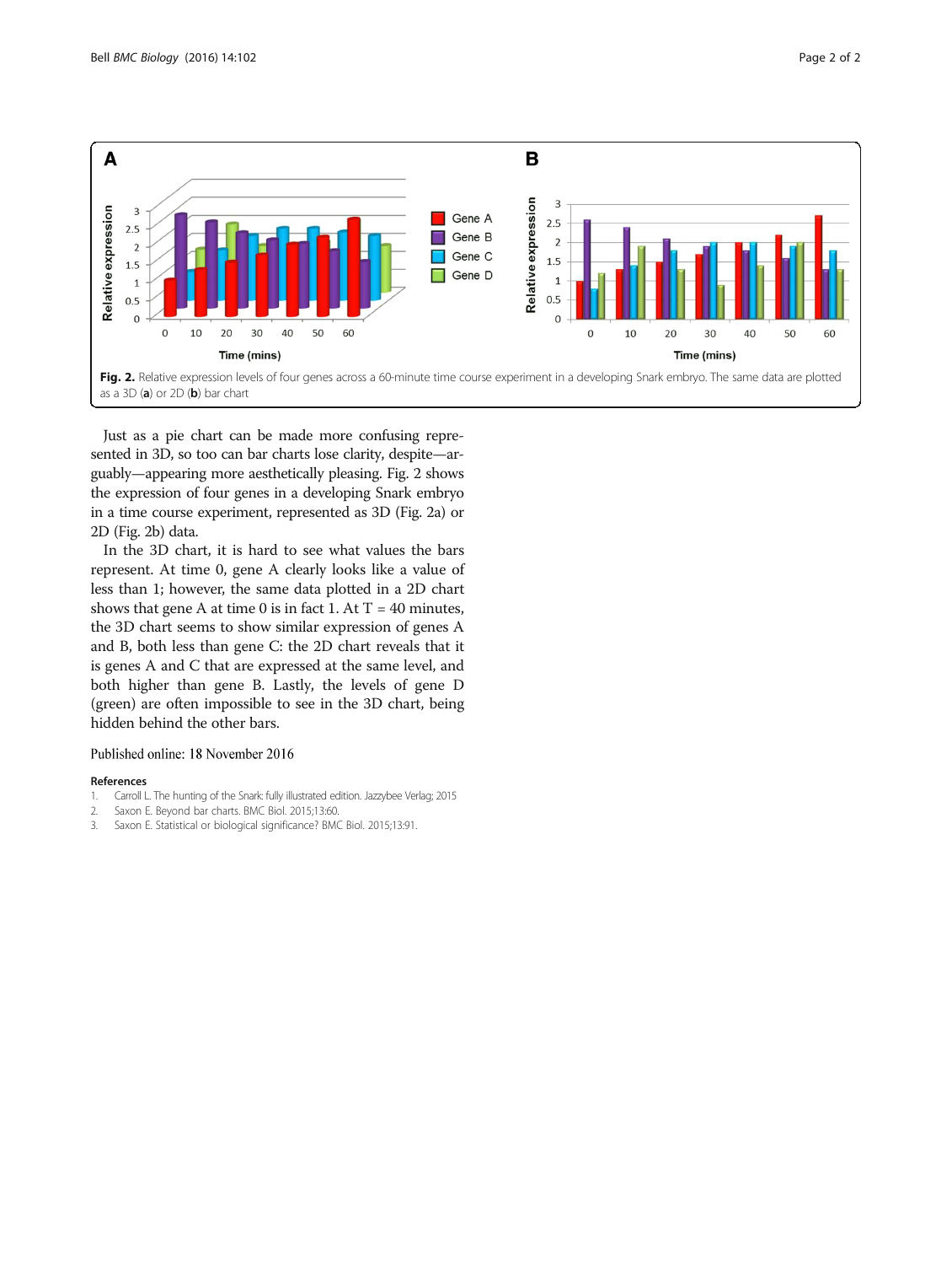A

Relative expression

3
2.5
2
1.5
1
0.5
0

0 10 20 30 40 50 60

Time (mins)

Gene A
Gene B
Gene C
Gene D

B

Relative expression

3
2.5
2
1.5
1
0.5
0

0 10 20 30 40 50 60

Time (mins)

**Fig. 2.** Relative expression levels of four genes across a 60-minute time course experiment in a developing Snark embryo. The same data are plotted as a 3D (**a**) or 2D (**b**) bar chart

Just as a pie chart can be made more confusing represented in 3D, so too can bar charts lose clarity, despite—arguably—appearing more aesthetically pleasing. Fig. 2 shows the expression of four genes in a developing Snark embryo in a time course experiment, represented as 3D (Fig. 2a) or 2D (Fig. 2b) data.

In the 3D chart, it is hard to see what values the bars represent. At time 0, gene A clearly looks like a value of less than 1; however, the same data plotted in a 2D chart shows that gene A at time 0 is in fact 1. At T = 40 minutes, the 3D chart seems to show similar expression of genes A and B, both less than gene C: the 2D chart reveals that it is genes A and C that are expressed at the same level, and both higher than gene B. Lastly, the levels of gene D (green) are often impossible to see in the 3D chart, being hidden behind the other bars.

Published online: 18 November 2016

#### References

1. Carroll L. The hunting of the Snark: fully illustrated edition. Jazzybee Verlag; 2015
2. Saxon E. Beyond bar charts. BMC Biol. 2015;13:60.
3. Saxon E. Statistical or biological significance? BMC Biol. 2015;13:91.